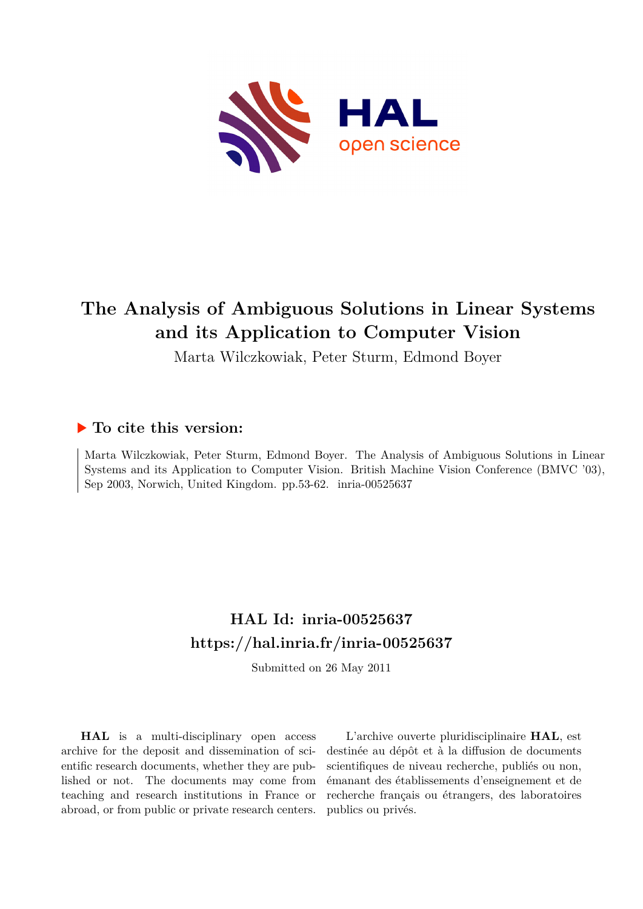# The Analysis of Ambiguous Solutions in Linear Systems and its Application to Computer Vision

Marta Wilczkowiak, Peter Sturm, Edmond Boyer

## ▶ To cite this version:

Marta Wilczkowiak, Peter Sturm, Edmond Boyer. The Analysis of Ambiguous Solutions in Linear Systems and its Application to Computer Vision. British Machine Vision Conference (BMVC '03), Sep 2003, Norwich, United Kingdom. pp.53-62. inria-00525637

## HAL Id: inria-00525637

## https://hal.inria.fr/inria-00525637

Submitted on 26 May 2011

**HAL** is a multi-disciplinary open access archive for the deposit and dissemination of scientific research documents, whether they are published or not. The documents may come from teaching and research institutions in France or abroad, or from public or private research centers.

L'archive ouverte pluridisciplinaire **HAL**, est destinée au dépôt et à la diffusion de documents scientifiques de niveau recherche, publiés ou non, émanant des établissements d'enseignement et de recherche français ou étrangers, des laboratoires publics ou privés.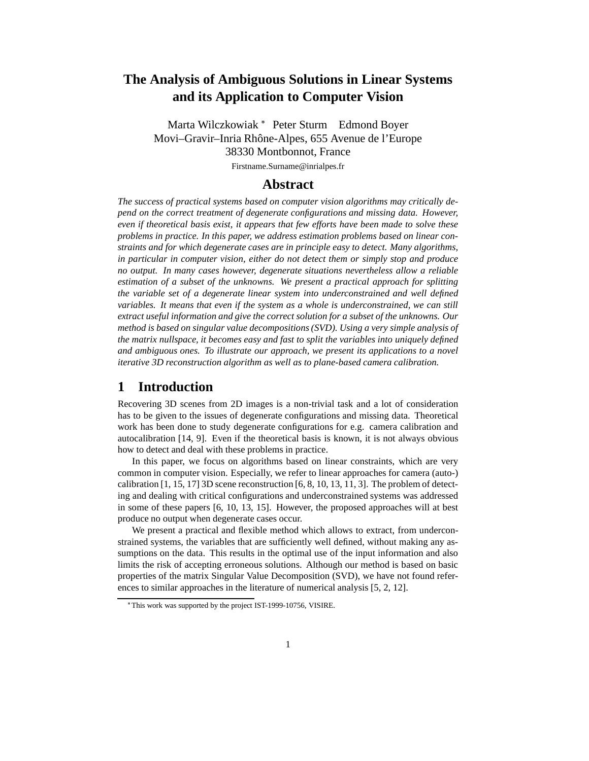# The Analysis of Ambiguous Solutions in Linear Systems and its Application to Computer Vision

Marta Wilczkowiak * Peter Sturm Edmond Boyer
Movi–Gravir–Inria Rhône-Alpes, 655 Avenue de l'Europe
38330 Montbonnot, France

Firstname.Surname@inrialpes.fr

## Abstract

*The success of practical systems based on computer vision algorithms may critically depend on the correct treatment of degenerate configurations and missing data. However, even if theoretical basis exist, it appears that few efforts have been made to solve these problems in practice. In this paper, we address estimation problems based on linear constraints and for which degenerate cases are in principle easy to detect. Many algorithms, in particular in computer vision, either do not detect them or simply stop and produce no output. In many cases however, degenerate situations nevertheless allow a reliable estimation of a subset of the unknowns. We present a practical approach for splitting the variable set of a degenerate linear system into underconstrained and well defined variables. It means that even if the system as a whole is underconstrained, we can still extract useful information and give the correct solution for a subset of the unknowns. Our method is based on singular value decompositions (SVD). Using a very simple analysis of the matrix nullspace, it becomes easy and fast to split the variables into uniquely defined and ambiguous ones. To illustrate our approach, we present its applications to a novel iterative 3D reconstruction algorithm as well as to plane-based camera calibration.*

## 1 Introduction

Recovering 3D scenes from 2D images is a non-trivial task and a lot of consideration has to be given to the issues of degenerate configurations and missing data. Theoretical work has been done to study degenerate configurations for e.g. camera calibration and autocalibration [14, 9]. Even if the theoretical basis is known, it is not always obvious how to detect and deal with these problems in practice.

In this paper, we focus on algorithms based on linear constraints, which are very common in computer vision. Especially, we refer to linear approaches for camera (auto-) calibration [1, 15, 17] 3D scene reconstruction [6, 8, 10, 13, 11, 3]. The problem of detecting and dealing with critical configurations and underconstrained systems was addressed in some of these papers [6, 10, 13, 15]. However, the proposed approaches will at best produce no output when degenerate cases occur.

We present a practical and flexible method which allows to extract, from underconstrained systems, the variables that are sufficiently well defined, without making any assumptions on the data. This results in the optimal use of the input information and also limits the risk of accepting erroneous solutions. Although our method is based on basic properties of the matrix Singular Value Decomposition (SVD), we have not found references to similar approaches in the literature of numerical analysis [5, 2, 12].

* This work was supported by the project IST-1999-10756, VISIRE.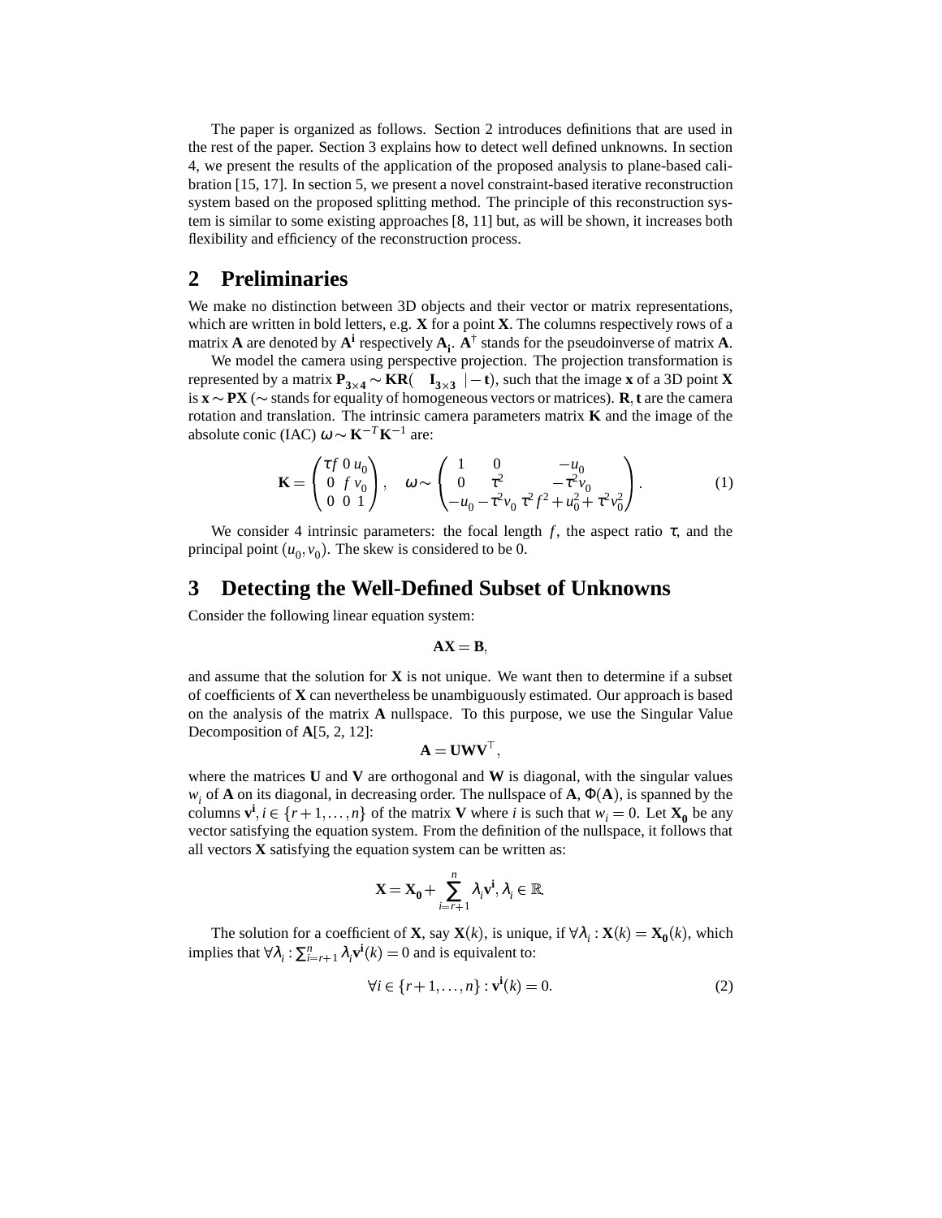The paper is organized as follows. Section 2 introduces definitions that are used in the rest of the paper. Section 3 explains how to detect well defined unknowns. In section 4, we present the results of the application of the proposed analysis to plane-based calibration [15, 17]. In section 5, we present a novel constraint-based iterative reconstruction system based on the proposed splitting method. The principle of this reconstruction system is similar to some existing approaches [8, 11] but, as will be shown, it increases both flexibility and efficiency of the reconstruction process.

## 2 Preliminaries

We make no distinction between 3D objects and their vector or matrix representations, which are written in bold letters, e.g. $\mathbf{X}$ for a point $\mathbf{X}$. The columns respectively rows of a matrix $\mathbf{A}$ are denoted by $\mathbf{A^i}$ respectively $\mathbf{A_i}$. $\mathbf{A}^\dagger$ stands for the pseudoinverse of matrix $\mathbf{A}$.

We model the camera using perspective projection. The projection transformation is represented by a matrix $\mathbf{P_{3\times 4}} \sim \mathbf{KR}( \quad \mathbf{I_{3\times 3}} \;| - \mathbf{t})$, such that the image $\mathbf{x}$ of a 3D point $\mathbf{X}$ is $\mathbf{x} \sim \mathbf{PX}$ ($\sim$ stands for equality of homogeneous vectors or matrices). $\mathbf{R}, \mathbf{t}$ are the camera rotation and translation. The intrinsic camera parameters matrix $\mathbf{K}$ and the image of the absolute conic (IAC) $\omega \sim \mathbf{K}^{-T}\mathbf{K}^{-1}$ are:

$$\mathbf{K} = \begin{pmatrix} \tau f & 0 & u_0 \\ 0 & f & v_0 \\ 0 & 0 & 1 \end{pmatrix}, \quad \omega \sim \begin{pmatrix} 1 & 0 & -u_0 \\ 0 & \tau^2 & -\tau^2 v_0 \\ -u_0 & -\tau^2 v_0 & \tau^2 f^2 + u_0^2 + \tau^2 v_0^2 \end{pmatrix}. \tag{1}$$

We consider 4 intrinsic parameters: the focal length $f$, the aspect ratio $\tau$, and the principal point $(u_0, v_0)$. The skew is considered to be 0.

## 3 Detecting the Well-Defined Subset of Unknowns

Consider the following linear equation system:

$$\mathbf{AX} = \mathbf{B},$$

and assume that the solution for $\mathbf{X}$ is not unique. We want then to determine if a subset of coefficients of $\mathbf{X}$ can nevertheless be unambiguously estimated. Our approach is based on the analysis of the matrix $\mathbf{A}$ nullspace. To this purpose, we use the Singular Value Decomposition of $\mathbf{A}$[5, 2, 12]:

$$\mathbf{A} = \mathbf{UWV}^\top,$$

where the matrices $\mathbf{U}$ and $\mathbf{V}$ are orthogonal and $\mathbf{W}$ is diagonal, with the singular values $w_i$ of $\mathbf{A}$ on its diagonal, in decreasing order. The nullspace of $\mathbf{A}$, $\Phi(\mathbf{A})$, is spanned by the columns $\mathbf{v^i}, i \in \{r+1, \ldots, n\}$ of the matrix $\mathbf{V}$ where $i$ is such that $w_i = 0$. Let $\mathbf{X_0}$ be any vector satisfying the equation system. From the definition of the nullspace, it follows that all vectors $\mathbf{X}$ satisfying the equation system can be written as:

$$\mathbf{X} = \mathbf{X_0} + \sum_{i=r+1}^{n} \lambda_i \mathbf{v^i}, \lambda_i \in \mathbb{R}.$$

The solution for a coefficient of $\mathbf{X}$, say $\mathbf{X}(k)$, is unique, if $\forall \lambda_i : \mathbf{X}(k) = \mathbf{X_0}(k)$, which implies that $\forall \lambda_i : \sum_{i=r+1}^{n} \lambda_i \mathbf{v^i}(k) = 0$ and is equivalent to:

$$\forall i \in \{r+1, \ldots, n\} : \mathbf{v^i}(k) = 0. \tag{2}$$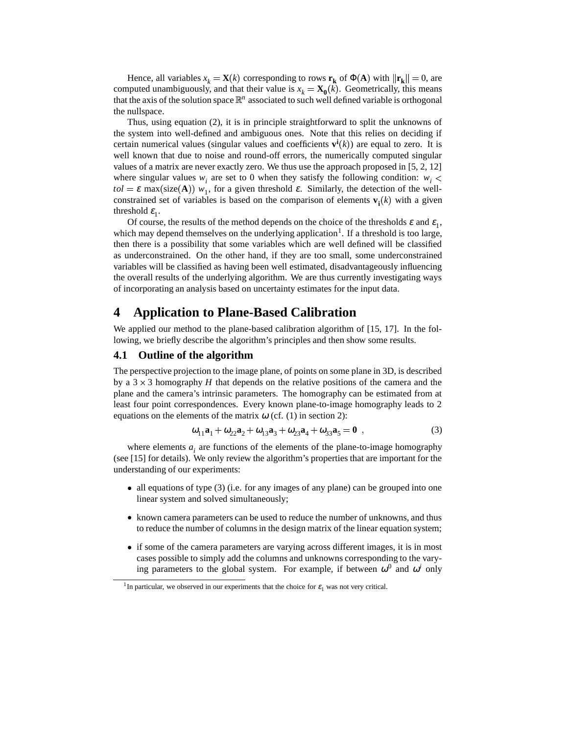Hence, all variables $x_k = \mathbf{X}(k)$ corresponding to rows $\mathbf{r_k}$ of $\Phi(\mathbf{A})$ with $\|\mathbf{r_k}\| = 0$, are computed unambiguously, and that their value is $x_k = \mathbf{X_0}(k)$. Geometrically, this means that the axis of the solution space $\mathbb{R}^n$ associated to such well defined variable is orthogonal the nullspace.

Thus, using equation (2), it is in principle straightforward to split the unknowns of the system into well-defined and ambiguous ones. Note that this relies on deciding if certain numerical values (singular values and coefficients $\mathbf{v^i}(k)$) are equal to zero. It is well known that due to noise and round-off errors, the numerically computed singular values of a matrix are never exactly zero. We thus use the approach proposed in [5, 2, 12] where singular values $w_i$ are set to 0 when they satisfy the following condition: $w_i < tol = \varepsilon \max(\text{size}(\mathbf{A}))\ w_1$, for a given threshold $\varepsilon$. Similarly, the detection of the well-constrained set of variables is based on the comparison of elements $\mathbf{v_i}(k)$ with a given threshold $\varepsilon_1$.

Of course, the results of the method depends on the choice of the thresholds $\varepsilon$ and $\varepsilon_1$, which may depend themselves on the underlying application[1]. If a threshold is too large, then there is a possibility that some variables which are well defined will be classified as underconstrained. On the other hand, if they are too small, some underconstrained variables will be classified as having been well estimated, disadvantageously influencing the overall results of the underlying algorithm. We are thus currently investigating ways of incorporating an analysis based on uncertainty estimates for the input data.

# 4 Application to Plane-Based Calibration

We applied our method to the plane-based calibration algorithm of [15, 17]. In the following, we briefly describe the algorithm's principles and then show some results.

## 4.1 Outline of the algorithm

The perspective projection to the image plane, of points on some plane in 3D, is described by a $3 \times 3$ homography $H$ that depends on the relative positions of the camera and the plane and the camera's intrinsic parameters. The homography can be estimated from at least four point correspondences. Every known plane-to-image homography leads to 2 equations on the elements of the matrix $\omega$ (cf. (1) in section 2):

$$\omega_{11}\mathbf{a}_1 + \omega_{22}\mathbf{a}_2 + \omega_{13}\mathbf{a}_3 + \omega_{23}\mathbf{a}_4 + \omega_{33}\mathbf{a}_5 = \mathbf{0} \quad , \tag{3}$$

where elements $a_i$ are functions of the elements of the plane-to-image homography (see [15] for details). We only review the algorithm's properties that are important for the understanding of our experiments:

- all equations of type (3) (i.e. for any images of any plane) can be grouped into one linear system and solved simultaneously;
- known camera parameters can be used to reduce the number of unknowns, and thus to reduce the number of columns in the design matrix of the linear equation system;
- if some of the camera parameters are varying across different images, it is in most cases possible to simply add the columns and unknowns corresponding to the varying parameters to the global system. For example, if between $\omega^0$ and $\omega^i$ only

[1] In particular, we observed in our experiments that the choice for $\varepsilon_1$ was not very critical.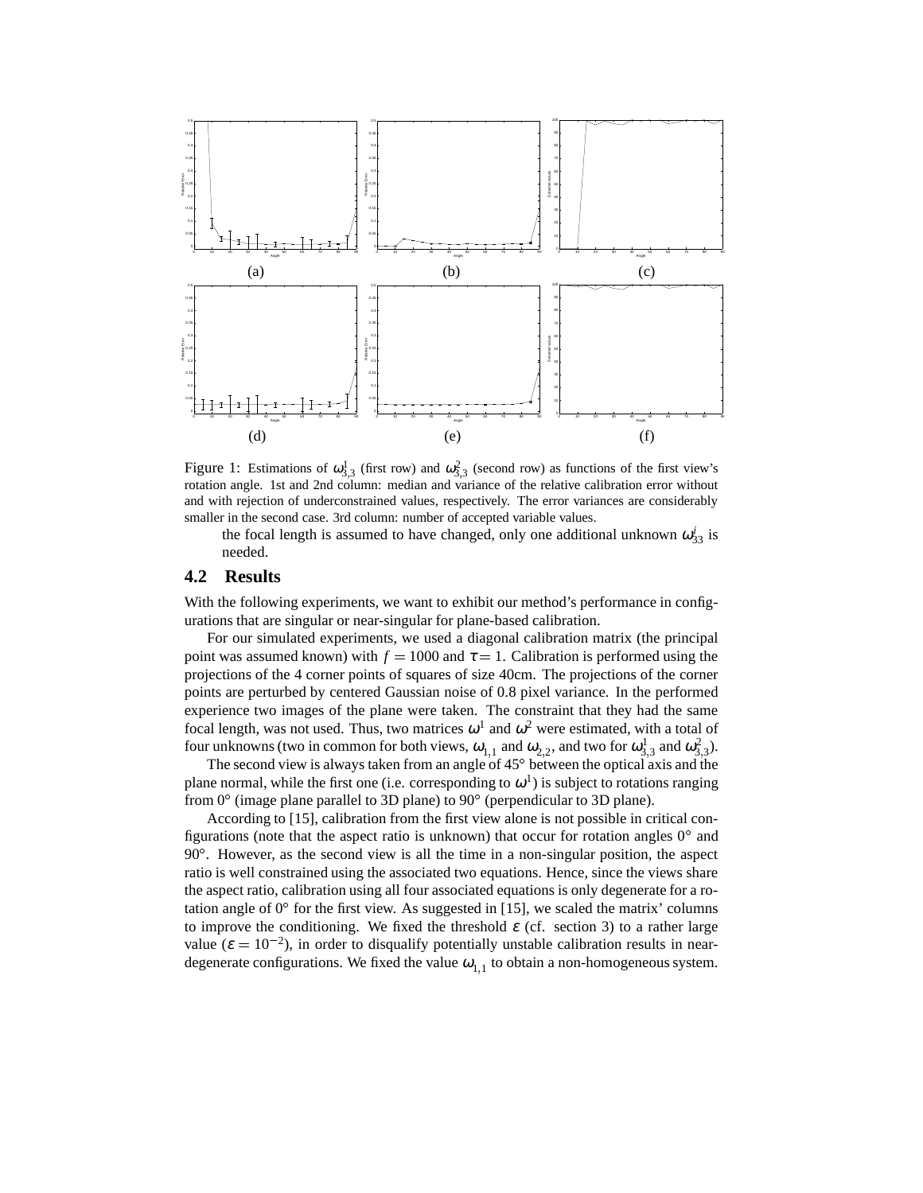Figure 1: Estimations of $\omega^1_{3,3}$ (first row) and $\omega^2_{3,3}$ (second row) as functions of the first view's rotation angle. 1st and 2nd column: median and variance of the relative calibration error without and with rejection of underconstrained values, respectively. The error variances are considerably smaller in the second case. 3rd column: number of accepted variable values.

the focal length is assumed to have changed, only one additional unknown $\omega^i_{33}$ is needed.

## 4.2 Results

With the following experiments, we want to exhibit our method's performance in configurations that are singular or near-singular for plane-based calibration.

For our simulated experiments, we used a diagonal calibration matrix (the principal point was assumed known) with $f = 1000$ and $\tau = 1$. Calibration is performed using the projections of the 4 corner points of squares of size 40cm. The projections of the corner points are perturbed by centered Gaussian noise of 0.8 pixel variance. In the performed experience two images of the plane were taken. The constraint that they had the same focal length, was not used. Thus, two matrices $\omega^1$ and $\omega^2$ were estimated, with a total of four unknowns (two in common for both views, $\omega_{1,1}$ and $\omega_{2,2}$, and two for $\omega^1_{3,3}$ and $\omega^2_{3,3}$).

The second view is always taken from an angle of 45° between the optical axis and the plane normal, while the first one (i.e. corresponding to $\omega^1$) is subject to rotations ranging from 0° (image plane parallel to 3D plane) to 90° (perpendicular to 3D plane).

According to [15], calibration from the first view alone is not possible in critical configurations (note that the aspect ratio is unknown) that occur for rotation angles 0° and 90°. However, as the second view is all the time in a non-singular position, the aspect ratio is well constrained using the associated two equations. Hence, since the views share the aspect ratio, calibration using all four associated equations is only degenerate for a rotation angle of 0° for the first view. As suggested in [15], we scaled the matrix' columns to improve the conditioning. We fixed the threshold $\varepsilon$ (cf. section 3) to a rather large value ($\varepsilon = 10^{-2}$), in order to disqualify potentially unstable calibration results in near-degenerate configurations. We fixed the value $\omega_{1,1}$ to obtain a non-homogeneous system.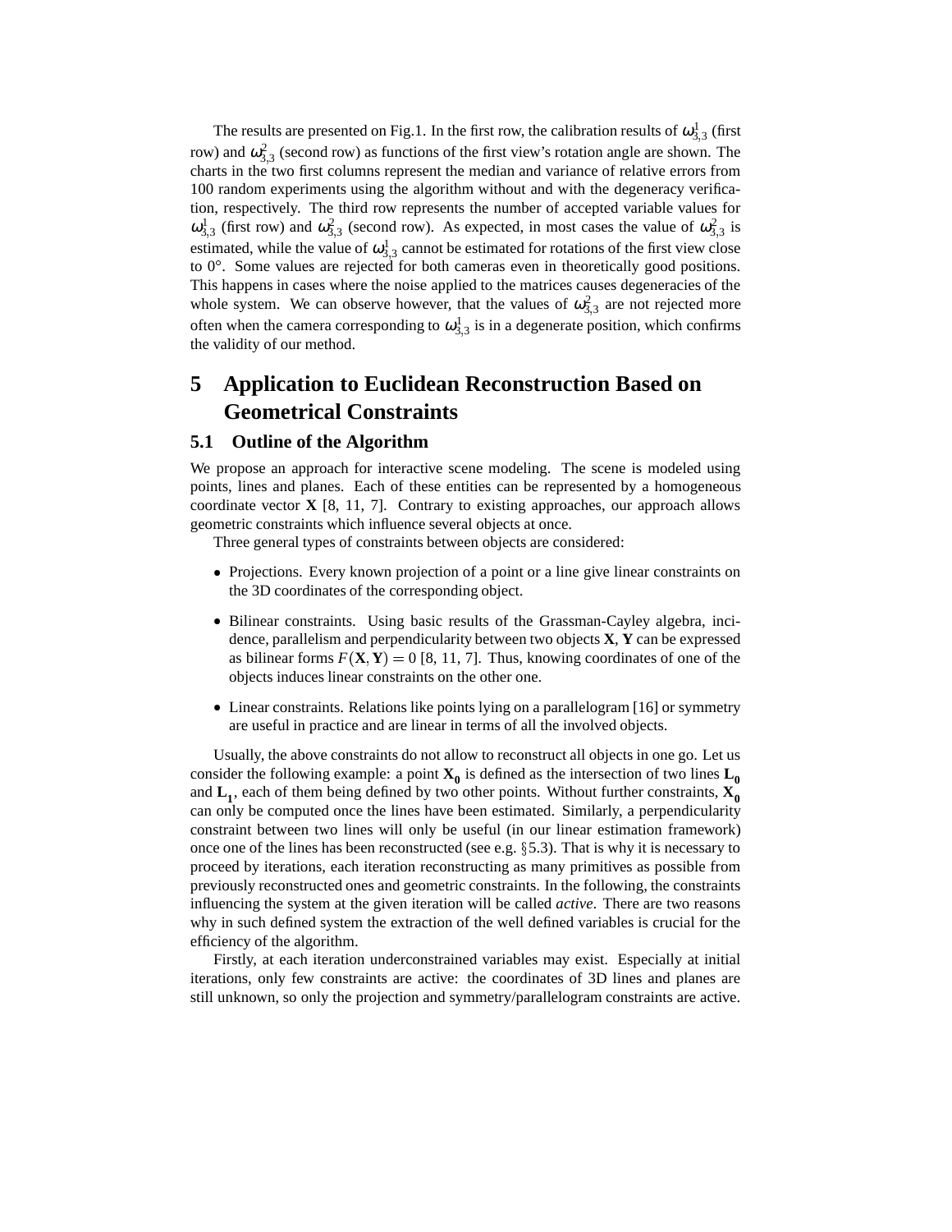The results are presented on Fig.1. In the first row, the calibration results of $\omega^1_{3,3}$ (first row) and $\omega^2_{3,3}$ (second row) as functions of the first view's rotation angle are shown. The charts in the two first columns represent the median and variance of relative errors from 100 random experiments using the algorithm without and with the degeneracy verification, respectively. The third row represents the number of accepted variable values for $\omega^1_{3,3}$ (first row) and $\omega^2_{3,3}$ (second row). As expected, in most cases the value of $\omega^2_{3,3}$ is estimated, while the value of $\omega^1_{3,3}$ cannot be estimated for rotations of the first view close to 0°. Some values are rejected for both cameras even in theoretically good positions. This happens in cases where the noise applied to the matrices causes degeneracies of the whole system. We can observe however, that the values of $\omega^2_{3,3}$ are not rejected more often when the camera corresponding to $\omega^1_{3,3}$ is in a degenerate position, which confirms the validity of our method.

# 5 Application to Euclidean Reconstruction Based on Geometrical Constraints

## 5.1 Outline of the Algorithm

We propose an approach for interactive scene modeling. The scene is modeled using points, lines and planes. Each of these entities can be represented by a homogeneous coordinate vector $\mathbf{X}$ [8, 11, 7]. Contrary to existing approaches, our approach allows geometric constraints which influence several objects at once.

Three general types of constraints between objects are considered:

- Projections. Every known projection of a point or a line give linear constraints on the 3D coordinates of the corresponding object.
- Bilinear constraints. Using basic results of the Grassman-Cayley algebra, incidence, parallelism and perpendicularity between two objects $\mathbf{X}$, $\mathbf{Y}$ can be expressed as bilinear forms $F(\mathbf{X},\mathbf{Y}) = 0$ [8, 11, 7]. Thus, knowing coordinates of one of the objects induces linear constraints on the other one.
- Linear constraints. Relations like points lying on a parallelogram [16] or symmetry are useful in practice and are linear in terms of all the involved objects.

Usually, the above constraints do not allow to reconstruct all objects in one go. Let us consider the following example: a point $\mathbf{X_0}$ is defined as the intersection of two lines $\mathbf{L_0}$ and $\mathbf{L_1}$, each of them being defined by two other points. Without further constraints, $\mathbf{X_0}$ can only be computed once the lines have been estimated. Similarly, a perpendicularity constraint between two lines will only be useful (in our linear estimation framework) once one of the lines has been reconstructed (see e.g. §5.3). That is why it is necessary to proceed by iterations, each iteration reconstructing as many primitives as possible from previously reconstructed ones and geometric constraints. In the following, the constraints influencing the system at the given iteration will be called *active*. There are two reasons why in such defined system the extraction of the well defined variables is crucial for the efficiency of the algorithm.

Firstly, at each iteration underconstrained variables may exist. Especially at initial iterations, only few constraints are active: the coordinates of 3D lines and planes are still unknown, so only the projection and symmetry/parallelogram constraints are active.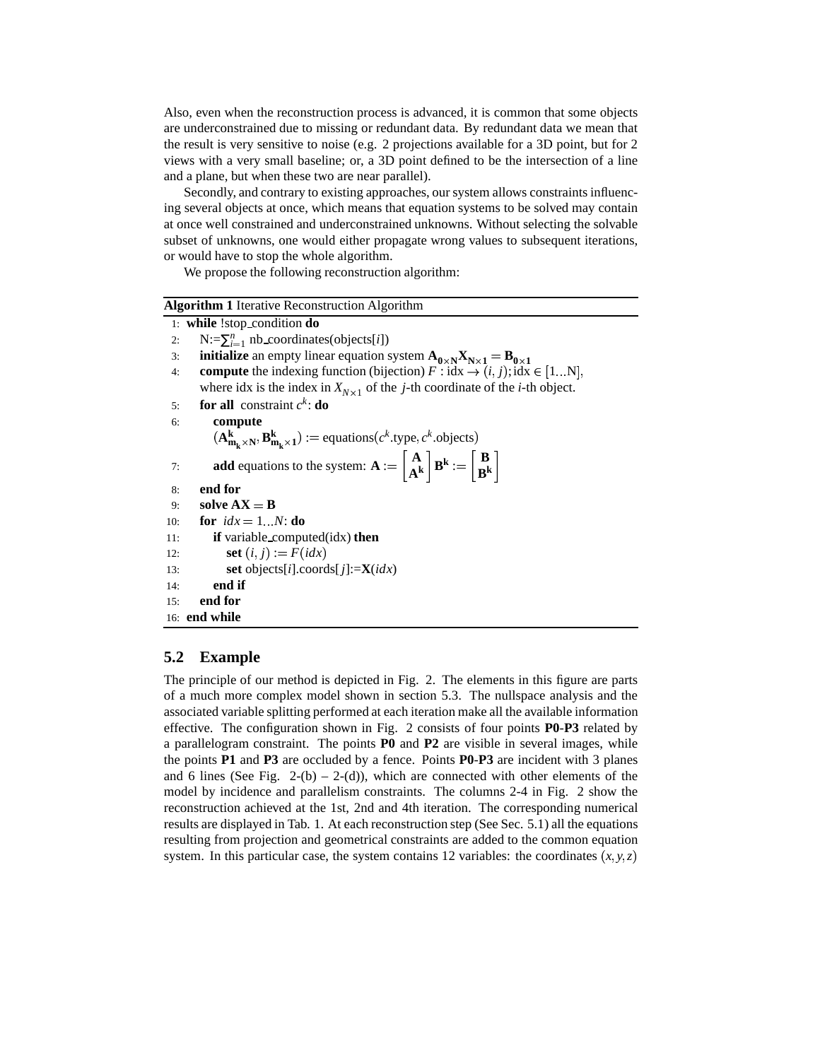Also, even when the reconstruction process is advanced, it is common that some objects are underconstrained due to missing or redundant data. By redundant data we mean that the result is very sensitive to noise (e.g. 2 projections available for a 3D point, but for 2 views with a very small baseline; or, a 3D point defined to be the intersection of a line and a plane, but when these two are near parallel).

Secondly, and contrary to existing approaches, our system allows constraints influencing several objects at once, which means that equation systems to be solved may contain at once well constrained and underconstrained unknowns. Without selecting the solvable subset of unknowns, one would either propagate wrong values to subsequent iterations, or would have to stop the whole algorithm.

We propose the following reconstruction algorithm:

**Algorithm 1** Iterative Reconstruction Algorithm

```
1:  while !stop_condition do
2:     N:=∑_{i=1}^{n} nb_coordinates(objects[i])
3:     initialize an empty linear equation system A_{0×N} X_{N×1} = B_{0×1}
4:     compute the indexing function (bijection) F : idx → (i, j); idx ∈ [1...N],
       where idx is the index in X_{N×1} of the j-th coordinate of the i-th object.
5:     for all constraint c^k: do
6:        compute
          (A^k_{m_k×N}, B^k_{m_k×1}) := equations(c^k.type, c^k.objects)
7:        add equations to the system: A := [A; A^k] B^k := [B; B^k]
8:     end for
9:     solve AX = B
10:    for idx = 1...N: do
11:       if variable_computed(idx) then
12:          set (i, j) := F(idx)
13:          set objects[i].coords[j]:=X(idx)
14:       end if
15:    end for
16: end while
```

## 5.2 Example

The principle of our method is depicted in Fig. 2. The elements in this figure are parts of a much more complex model shown in section 5.3. The nullspace analysis and the associated variable splitting performed at each iteration make all the available information effective. The configuration shown in Fig. 2 consists of four points **P0**-**P3** related by a parallelogram constraint. The points **P0** and **P2** are visible in several images, while the points **P1** and **P3** are occluded by a fence. Points **P0**-**P3** are incident with 3 planes and 6 lines (See Fig. 2-(b) – 2-(d)), which are connected with other elements of the model by incidence and parallelism constraints. The columns 2-4 in Fig. 2 show the reconstruction achieved at the 1st, 2nd and 4th iteration. The corresponding numerical results are displayed in Tab. 1. At each reconstruction step (See Sec. 5.1) all the equations resulting from projection and geometrical constraints are added to the common equation system. In this particular case, the system contains 12 variables: the coordinates $(x, y, z)$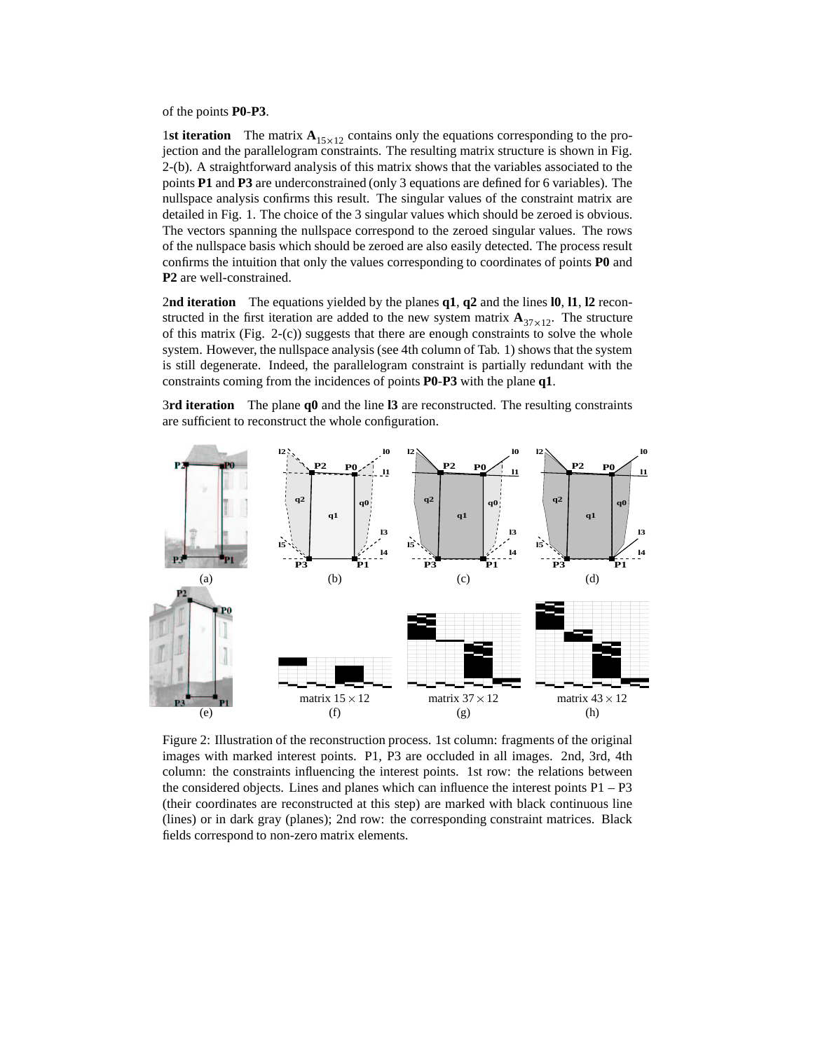of the points **P0**-**P3**.

1**st iteration** The matrix $\mathbf{A}_{15\times 12}$ contains only the equations corresponding to the projection and the parallelogram constraints. The resulting matrix structure is shown in Fig. 2-(b). A straightforward analysis of this matrix shows that the variables associated to the points **P1** and **P3** are underconstrained (only 3 equations are defined for 6 variables). The nullspace analysis confirms this result. The singular values of the constraint matrix are detailed in Fig. 1. The choice of the 3 singular values which should be zeroed is obvious. The vectors spanning the nullspace correspond to the zeroed singular values. The rows of the nullspace basis which should be zeroed are also easily detected. The process result confirms the intuition that only the values corresponding to coordinates of points **P0** and **P2** are well-constrained.

2**nd iteration** The equations yielded by the planes **q1**, **q2** and the lines **l0**, **l1**, **l2** reconstructed in the first iteration are added to the new system matrix $\mathbf{A}_{37\times 12}$. The structure of this matrix (Fig. 2-(c)) suggests that there are enough constraints to solve the whole system. However, the nullspace analysis (see 4th column of Tab. 1) shows that the system is still degenerate. Indeed, the parallelogram constraint is partially redundant with the constraints coming from the incidences of points **P0**-**P3** with the plane **q1**.

3**rd iteration** The plane **q0** and the line **l3** are reconstructed. The resulting constraints are sufficient to reconstruct the whole configuration.

(a) (b) (c) (d)

(e) matrix $15 \times 12$ (f) matrix $37 \times 12$ (g) matrix $43 \times 12$ (h)

Figure 2: Illustration of the reconstruction process. 1st column: fragments of the original images with marked interest points. P1, P3 are occluded in all images. 2nd, 3rd, 4th column: the constraints influencing the interest points. 1st row: the relations between the considered objects. Lines and planes which can influence the interest points P1 – P3 (their coordinates are reconstructed at this step) are marked with black continuous line (lines) or in dark gray (planes); 2nd row: the corresponding constraint matrices. Black fields correspond to non-zero matrix elements.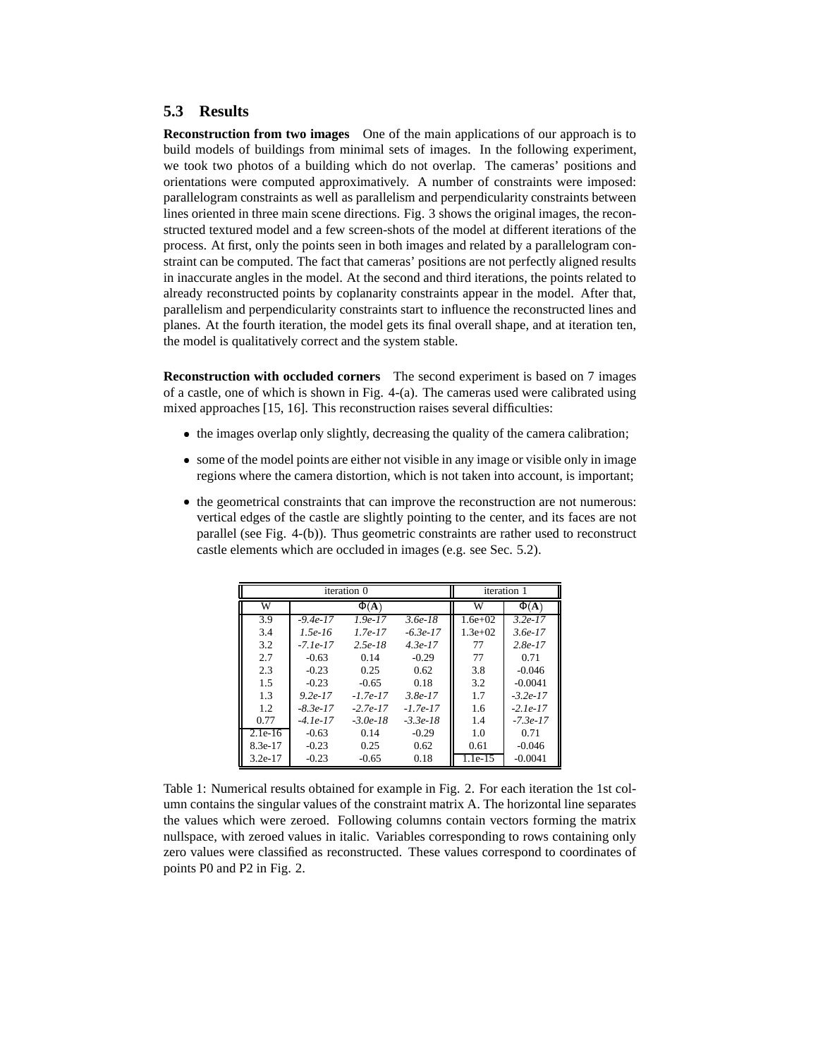## 5.3 Results

**Reconstruction from two images** One of the main applications of our approach is to build models of buildings from minimal sets of images. In the following experiment, we took two photos of a building which do not overlap. The cameras' positions and orientations were computed approximatively. A number of constraints were imposed: parallelogram constraints as well as parallelism and perpendicularity constraints between lines oriented in three main scene directions. Fig. 3 shows the original images, the reconstructed textured model and a few screen-shots of the model at different iterations of the process. At first, only the points seen in both images and related by a parallelogram constraint can be computed. The fact that cameras' positions are not perfectly aligned results in inaccurate angles in the model. At the second and third iterations, the points related to already reconstructed points by coplanarity constraints appear in the model. After that, parallelism and perpendicularity constraints start to influence the reconstructed lines and planes. At the fourth iteration, the model gets its final overall shape, and at iteration ten, the model is qualitatively correct and the system stable.

**Reconstruction with occluded corners** The second experiment is based on 7 images of a castle, one of which is shown in Fig. 4-(a). The cameras used were calibrated using mixed approaches [15, 16]. This reconstruction raises several difficulties:

- the images overlap only slightly, decreasing the quality of the camera calibration;
- some of the model points are either not visible in any image or visible only in image regions where the camera distortion, which is not taken into account, is important;
- the geometrical constraints that can improve the reconstruction are not numerous: vertical edges of the castle are slightly pointing to the center, and its faces are not parallel (see Fig. 4-(b)). Thus geometric constraints are rather used to reconstruct castle elements which are occluded in images (e.g. see Sec. 5.2).

| iteration 0 | | | | iteration 1 | |
|---|---|---|---|---|---|
| W | $\Phi(\mathbf{A})$ | | | W | $\Phi(\mathbf{A})$ |
| 3.9 | *-9.4e-17* | *1.9e-17* | *3.6e-18* | 1.6e+02 | *3.2e-17* |
| 3.4 | *1.5e-16* | *1.7e-17* | *-6.3e-17* | 1.3e+02 | *3.6e-17* |
| 3.2 | *-7.1e-17* | *2.5e-18* | *4.3e-17* | 77 | *2.8e-17* |
| 2.7 | -0.63 | 0.14 | -0.29 | 77 | 0.71 |
| 2.3 | -0.23 | 0.25 | 0.62 | 3.8 | -0.046 |
| 1.5 | -0.23 | -0.65 | 0.18 | 3.2 | -0.0041 |
| 1.3 | *9.2e-17* | *-1.7e-17* | *3.8e-17* | 1.7 | *-3.2e-17* |
| 1.2 | *-8.3e-17* | *-2.7e-17* | *-1.7e-17* | 1.6 | *-2.1e-17* |
| 0.77 | *-4.1e-17* | *-3.0e-18* | *-3.3e-18* | 1.4 | *-7.3e-17* |
| 2.1e-16 | -0.63 | 0.14 | -0.29 | 1.0 | 0.71 |
| 8.3e-17 | -0.23 | 0.25 | 0.62 | 0.61 | -0.046 |
| 3.2e-17 | -0.23 | -0.65 | 0.18 | 1.1e-15 | -0.0041 |

Table 1: Numerical results obtained for example in Fig. 2. For each iteration the 1st column contains the singular values of the constraint matrix A. The horizontal line separates the values which were zeroed. Following columns contain vectors forming the matrix nullspace, with zeroed values in italic. Variables corresponding to rows containing only zero values were classified as reconstructed. These values correspond to coordinates of points P0 and P2 in Fig. 2.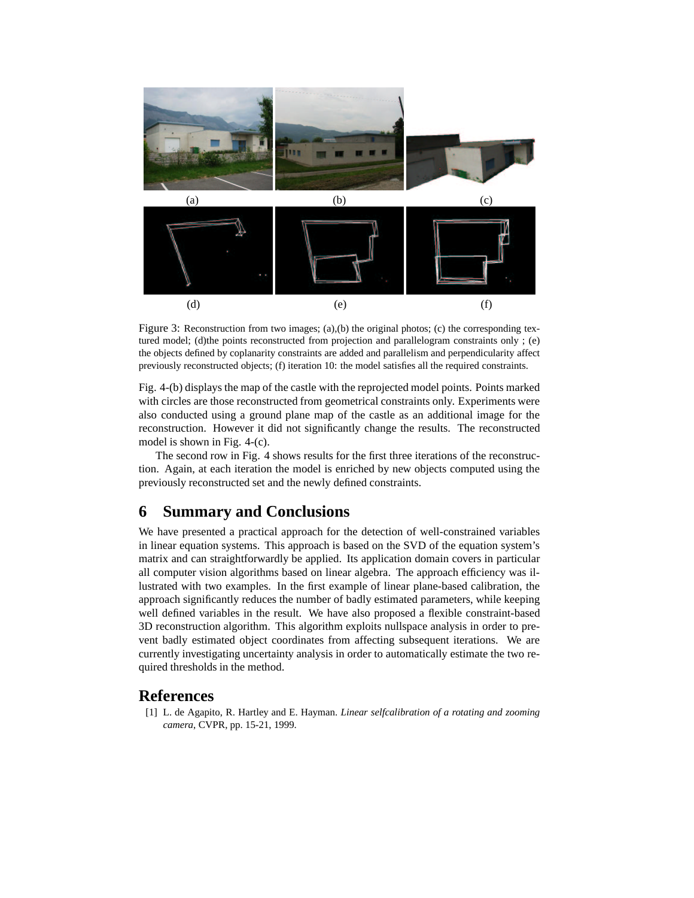(a) (b) (c)

(d) (e) (f)

Figure 3: Reconstruction from two images; (a),(b) the original photos; (c) the corresponding textured model; (d)the points reconstructed from projection and parallelogram constraints only ; (e) the objects defined by coplanarity constraints are added and parallelism and perpendicularity affect previously reconstructed objects; (f) iteration 10: the model satisfies all the required constraints.

Fig. 4-(b) displays the map of the castle with the reprojected model points. Points marked with circles are those reconstructed from geometrical constraints only. Experiments were also conducted using a ground plane map of the castle as an additional image for the reconstruction. However it did not significantly change the results. The reconstructed model is shown in Fig. 4-(c).

The second row in Fig. 4 shows results for the first three iterations of the reconstruction. Again, at each iteration the model is enriched by new objects computed using the previously reconstructed set and the newly defined constraints.

## 6 Summary and Conclusions

We have presented a practical approach for the detection of well-constrained variables in linear equation systems. This approach is based on the SVD of the equation system's matrix and can straightforwardly be applied. Its application domain covers in particular all computer vision algorithms based on linear algebra. The approach efficiency was illustrated with two examples. In the first example of linear plane-based calibration, the approach significantly reduces the number of badly estimated parameters, while keeping well defined variables in the result. We have also proposed a flexible constraint-based 3D reconstruction algorithm. This algorithm exploits nullspace analysis in order to prevent badly estimated object coordinates from affecting subsequent iterations. We are currently investigating uncertainty analysis in order to automatically estimate the two required thresholds in the method.

## References

[1] L. de Agapito, R. Hartley and E. Hayman. *Linear selfcalibration of a rotating and zooming camera*, CVPR, pp. 15-21, 1999.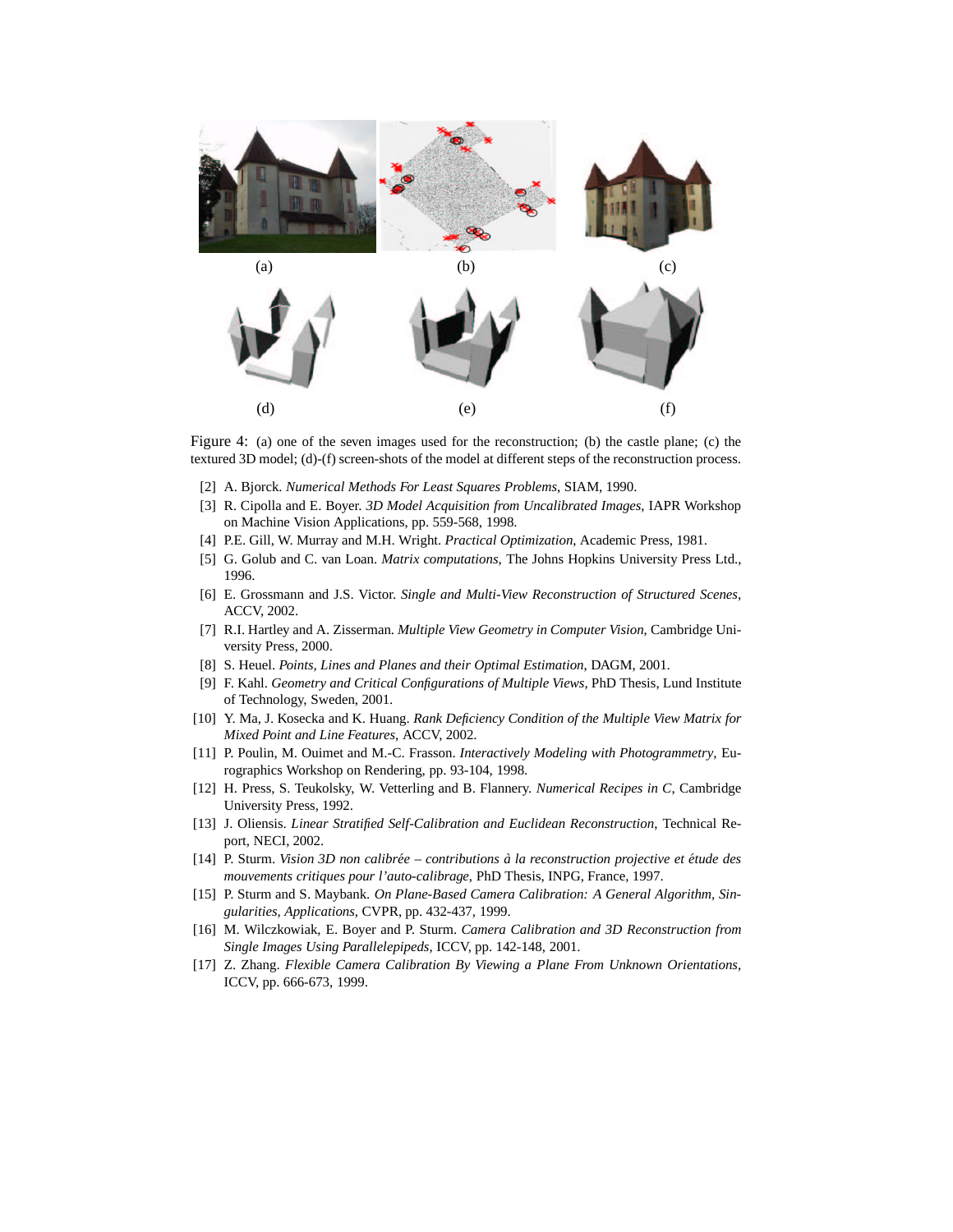(a) (b) (c)

(d) (e) (f)

Figure 4: (a) one of the seven images used for the reconstruction; (b) the castle plane; (c) the textured 3D model; (d)-(f) screen-shots of the model at different steps of the reconstruction process.

[2] A. Bjorck. *Numerical Methods For Least Squares Problems*, SIAM, 1990.

[3] R. Cipolla and E. Boyer. *3D Model Acquisition from Uncalibrated Images*, IAPR Workshop on Machine Vision Applications, pp. 559-568, 1998.

[4] P.E. Gill, W. Murray and M.H. Wright. *Practical Optimization*, Academic Press, 1981.

[5] G. Golub and C. van Loan. *Matrix computations*, The Johns Hopkins University Press Ltd., 1996.

[6] E. Grossmann and J.S. Victor. *Single and Multi-View Reconstruction of Structured Scenes*, ACCV, 2002.

[7] R.I. Hartley and A. Zisserman. *Multiple View Geometry in Computer Vision*, Cambridge University Press, 2000.

[8] S. Heuel. *Points, Lines and Planes and their Optimal Estimation*, DAGM, 2001.

[9] F. Kahl. *Geometry and Critical Configurations of Multiple Views*, PhD Thesis, Lund Institute of Technology, Sweden, 2001.

[10] Y. Ma, J. Kosecka and K. Huang. *Rank Deficiency Condition of the Multiple View Matrix for Mixed Point and Line Features*, ACCV, 2002.

[11] P. Poulin, M. Ouimet and M.-C. Frasson. *Interactively Modeling with Photogrammetry*, Eurographics Workshop on Rendering, pp. 93-104, 1998.

[12] H. Press, S. Teukolsky, W. Vetterling and B. Flannery. *Numerical Recipes in C*, Cambridge University Press, 1992.

[13] J. Oliensis. *Linear Stratified Self-Calibration and Euclidean Reconstruction*, Technical Report, NECI, 2002.

[14] P. Sturm. *Vision 3D non calibrée – contributions à la reconstruction projective et étude des mouvements critiques pour l'auto-calibrage*, PhD Thesis, INPG, France, 1997.

[15] P. Sturm and S. Maybank. *On Plane-Based Camera Calibration: A General Algorithm, Singularities, Applications*, CVPR, pp. 432-437, 1999.

[16] M. Wilczkowiak, E. Boyer and P. Sturm. *Camera Calibration and 3D Reconstruction from Single Images Using Parallelepipeds*, ICCV, pp. 142-148, 2001.

[17] Z. Zhang. *Flexible Camera Calibration By Viewing a Plane From Unknown Orientations*, ICCV, pp. 666-673, 1999.